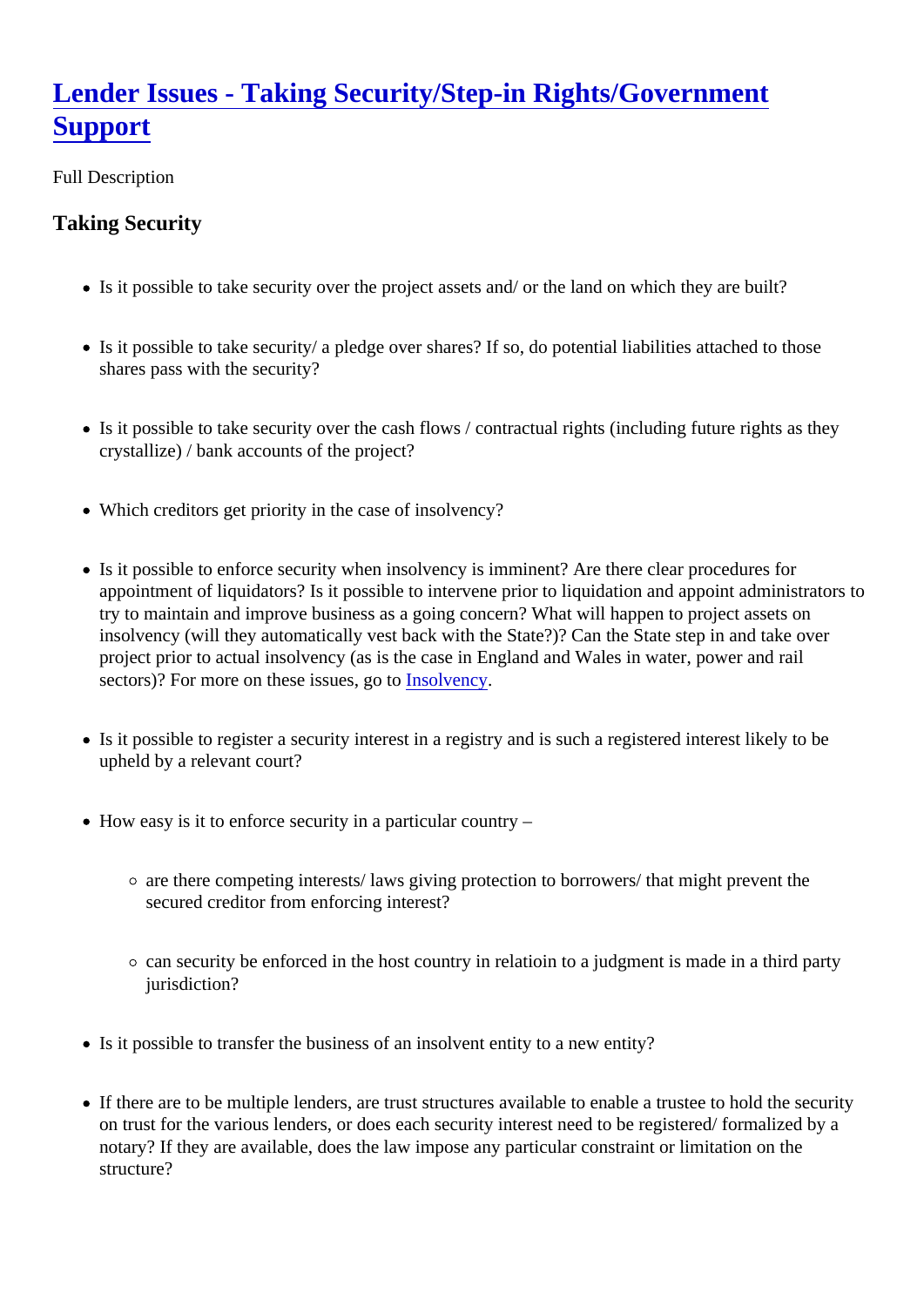# [Lender Issues - Taking Security/Step-in Rights/Government Support]

Full Description

## Taking Security

- Is it possible to take security over the project assets and/ or the land on which they are built?
- Is it possible to take security/ a pledge over shares? If so, do potential liabilities attached to those shares pass with the security?
- Is it possible to take security over the cash flows / contractual rights (including future rights as they crystallize) / bank accounts of the project?
- Which creditors get priority in the case of insolvency?
- Is it possible to enforce security when insolvency is imminent? Are there clear procedures for appointment of liquidators? Is it possible to intervene prior to liquidation and appoint administrators to try to maintain and improve business as a going concern? What will happen to project assets on insolvency (will they automatically vest back with the State?)? Can the State step in and take over project prior to actual insolvency (as is the case in England and Wales in water, power and rail sectors)? For more on these issues, go to [Insolvency].
- Is it possible to register a security interest in a registry and is such a registered interest likely to be upheld by a relevant court?
- How easy is it to enforce security in a particular country –
  - are there competing interests/ laws giving protection to borrowers/ that might prevent the secured creditor from enforcing interest?
  - can security be enforced in the host country in relatioin to a judgment is made in a third party jurisdiction?
- Is it possible to transfer the business of an insolvent entity to a new entity?
- If there are to be multiple lenders, are trust structures available to enable a trustee to hold the security on trust for the various lenders, or does each security interest need to be registered/ formalized by a notary? If they are available, does the law impose any particular constraint or limitation on the structure?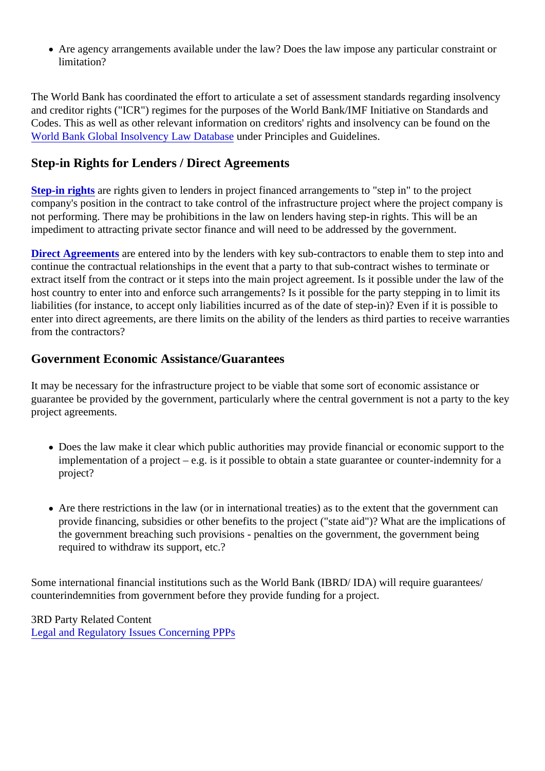- Are agency arrangements available under the law? Does the law impose any particular constraint or limitation?

The World Bank has coordinated the effort to articulate a set of assessment standards regarding insolvency and creditor rights ("ICR") regimes for the purposes of the World Bank/IMF Initiative on Standards and Codes. This as well as other relevant information on creditors' rights and insolvency can be found on the World Bank Global Insolvency Law Database under Principles and Guidelines.

## Step-in Rights for Lenders / Direct Agreements

**Step-in rights** are rights given to lenders in project financed arrangements to "step in" to the project company's position in the contract to take control of the infrastructure project where the project company is not performing. There may be prohibitions in the law on lenders having step-in rights. This will be an impediment to attracting private sector finance and will need to be addressed by the government.

**Direct Agreements** are entered into by the lenders with key sub-contractors to enable them to step into and continue the contractual relationships in the event that a party to that sub-contract wishes to terminate or extract itself from the contract or it steps into the main project agreement. Is it possible under the law of the host country to enter into and enforce such arrangements? Is it possible for the party stepping in to limit its liabilities (for instance, to accept only liabilities incurred as of the date of step-in)? Even if it is possible to enter into direct agreements, are there limits on the ability of the lenders as third parties to receive warranties from the contractors?

## Government Economic Assistance/Guarantees

It may be necessary for the infrastructure project to be viable that some sort of economic assistance or guarantee be provided by the government, particularly where the central government is not a party to the key project agreements.

- Does the law make it clear which public authorities may provide financial or economic support to the implementation of a project – e.g. is it possible to obtain a state guarantee or counter-indemnity for a project?

- Are there restrictions in the law (or in international treaties) as to the extent that the government can provide financing, subsidies or other benefits to the project ("state aid")? What are the implications of the government breaching such provisions - penalties on the government, the government being required to withdraw its support, etc.?

Some international financial institutions such as the World Bank (IBRD/ IDA) will require guarantees/ counterindemnities from government before they provide funding for a project.

3RD Party Related Content
Legal and Regulatory Issues Concerning PPPs